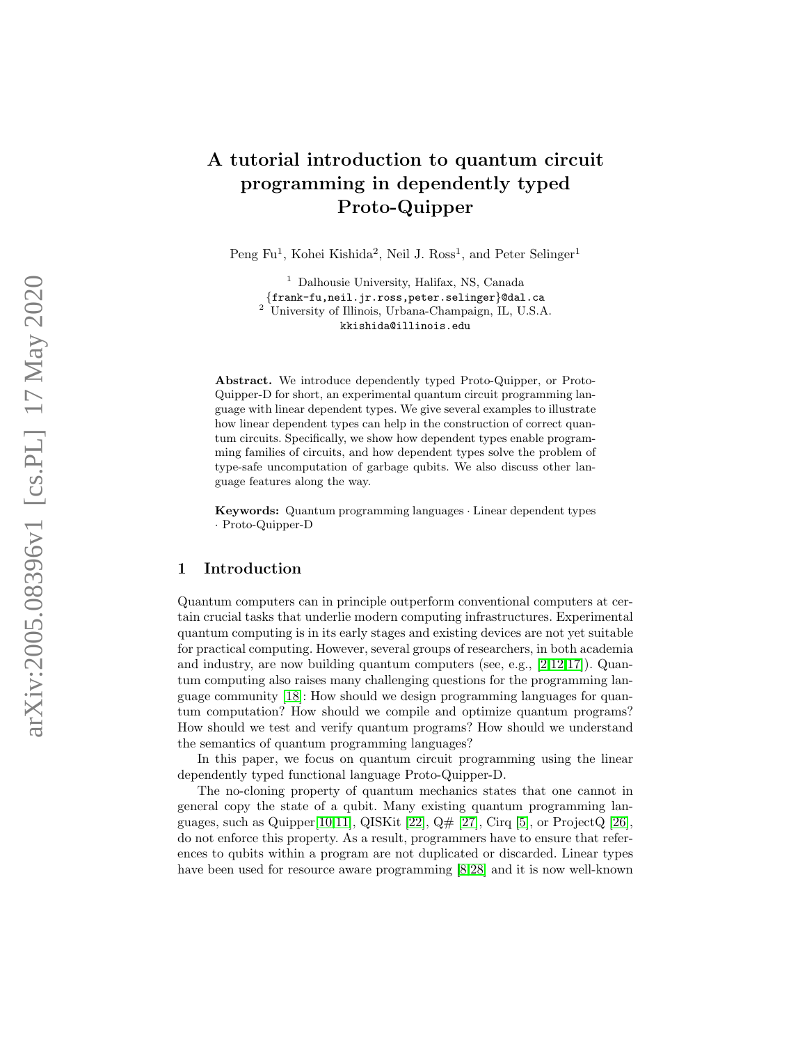# A tutorial introduction to quantum circuit programming in dependently typed Proto-Quipper

Peng Fu[1], Kohei Kishida[2], Neil J. Ross[1], and Peter Selinger[1]

[1] Dalhousie University, Halifax, NS, Canada
{frank-fu,neil.jr.ross,peter.selinger}@dal.ca
[2] University of Illinois, Urbana-Champaign, IL, U.S.A.
kkishida@illinois.edu

**Abstract.** We introduce dependently typed Proto-Quipper, or Proto-Quipper-D for short, an experimental quantum circuit programming language with linear dependent types. We give several examples to illustrate how linear dependent types can help in the construction of correct quantum circuits. Specifically, we show how dependent types enable programming families of circuits, and how dependent types solve the problem of type-safe uncomputation of garbage qubits. We also discuss other language features along the way.

**Keywords:** Quantum programming languages · Linear dependent types · Proto-Quipper-D

## 1 Introduction

Quantum computers can in principle outperform conventional computers at certain crucial tasks that underlie modern computing infrastructures. Experimental quantum computing is in its early stages and existing devices are not yet suitable for practical computing. However, several groups of researchers, in both academia and industry, are now building quantum computers (see, e.g., [2,12,17]). Quantum computing also raises many challenging questions for the programming language community [18]: How should we design programming languages for quantum computation? How should we compile and optimize quantum programs? How should we test and verify quantum programs? How should we understand the semantics of quantum programming languages?

In this paper, we focus on quantum circuit programming using the linear dependently typed functional language Proto-Quipper-D.

The no-cloning property of quantum mechanics states that one cannot in general copy the state of a qubit. Many existing quantum programming languages, such as Quipper[10,11], QISKit [22], Q# [27], Cirq [5], or ProjectQ [26], do not enforce this property. As a result, programmers have to ensure that references to qubits within a program are not duplicated or discarded. Linear types have been used for resource aware programming [8,28] and it is now well-known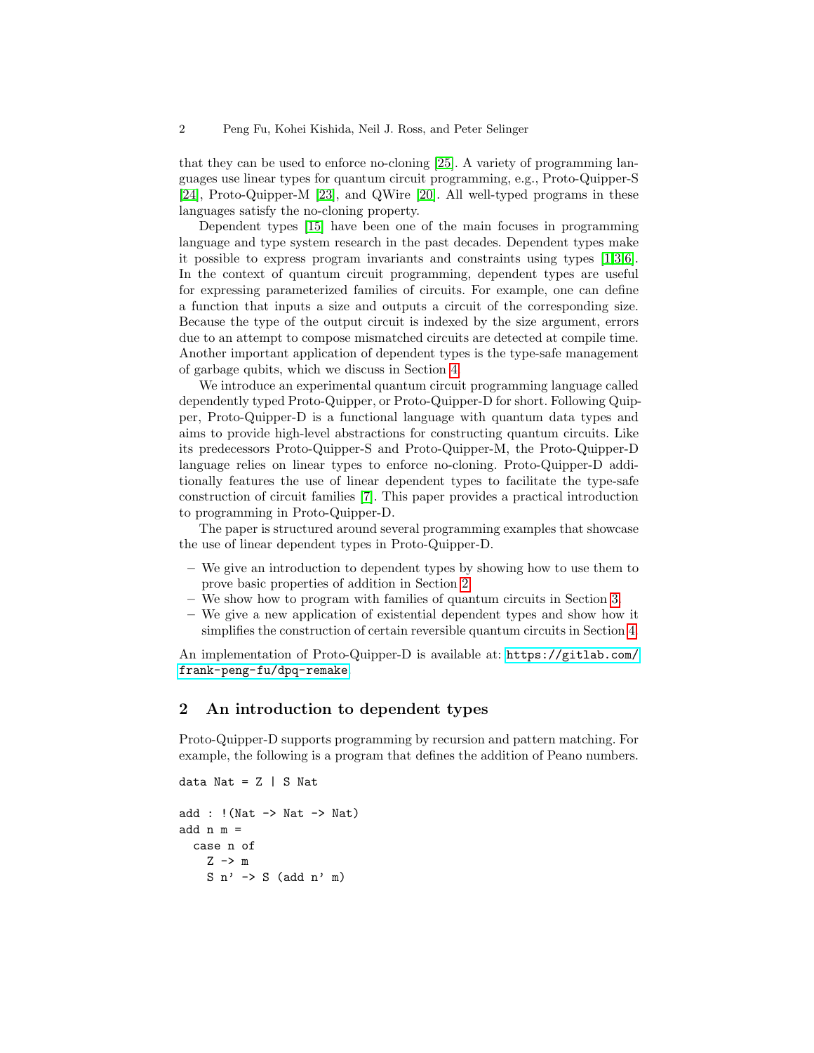that they can be used to enforce no-cloning [25]. A variety of programming languages use linear types for quantum circuit programming, e.g., Proto-Quipper-S [24], Proto-Quipper-M [23], and QWire [20]. All well-typed programs in these languages satisfy the no-cloning property.

Dependent types [15] have been one of the main focuses in programming language and type system research in the past decades. Dependent types make it possible to express program invariants and constraints using types [1,3,6]. In the context of quantum circuit programming, dependent types are useful for expressing parameterized families of circuits. For example, one can define a function that inputs a size and outputs a circuit of the corresponding size. Because the type of the output circuit is indexed by the size argument, errors due to an attempt to compose mismatched circuits are detected at compile time. Another important application of dependent types is the type-safe management of garbage qubits, which we discuss in Section 4.

We introduce an experimental quantum circuit programming language called dependently typed Proto-Quipper, or Proto-Quipper-D for short. Following Quipper, Proto-Quipper-D is a functional language with quantum data types and aims to provide high-level abstractions for constructing quantum circuits. Like its predecessors Proto-Quipper-S and Proto-Quipper-M, the Proto-Quipper-D language relies on linear types to enforce no-cloning. Proto-Quipper-D additionally features the use of linear dependent types to facilitate the type-safe construction of circuit families [7]. This paper provides a practical introduction to programming in Proto-Quipper-D.

The paper is structured around several programming examples that showcase the use of linear dependent types in Proto-Quipper-D.

- We give an introduction to dependent types by showing how to use them to prove basic properties of addition in Section 2.
- We show how to program with families of quantum circuits in Section 3.
- We give a new application of existential dependent types and show how it simplifies the construction of certain reversible quantum circuits in Section 4.

An implementation of Proto-Quipper-D is available at: https://gitlab.com/frank-peng-fu/dpq-remake

## 2 An introduction to dependent types

Proto-Quipper-D supports programming by recursion and pattern matching. For example, the following is a program that defines the addition of Peano numbers.

```
data Nat = Z | S Nat

add : !(Nat -> Nat -> Nat)
add n m =
  case n of
    Z -> m
    S n' -> S (add n' m)
```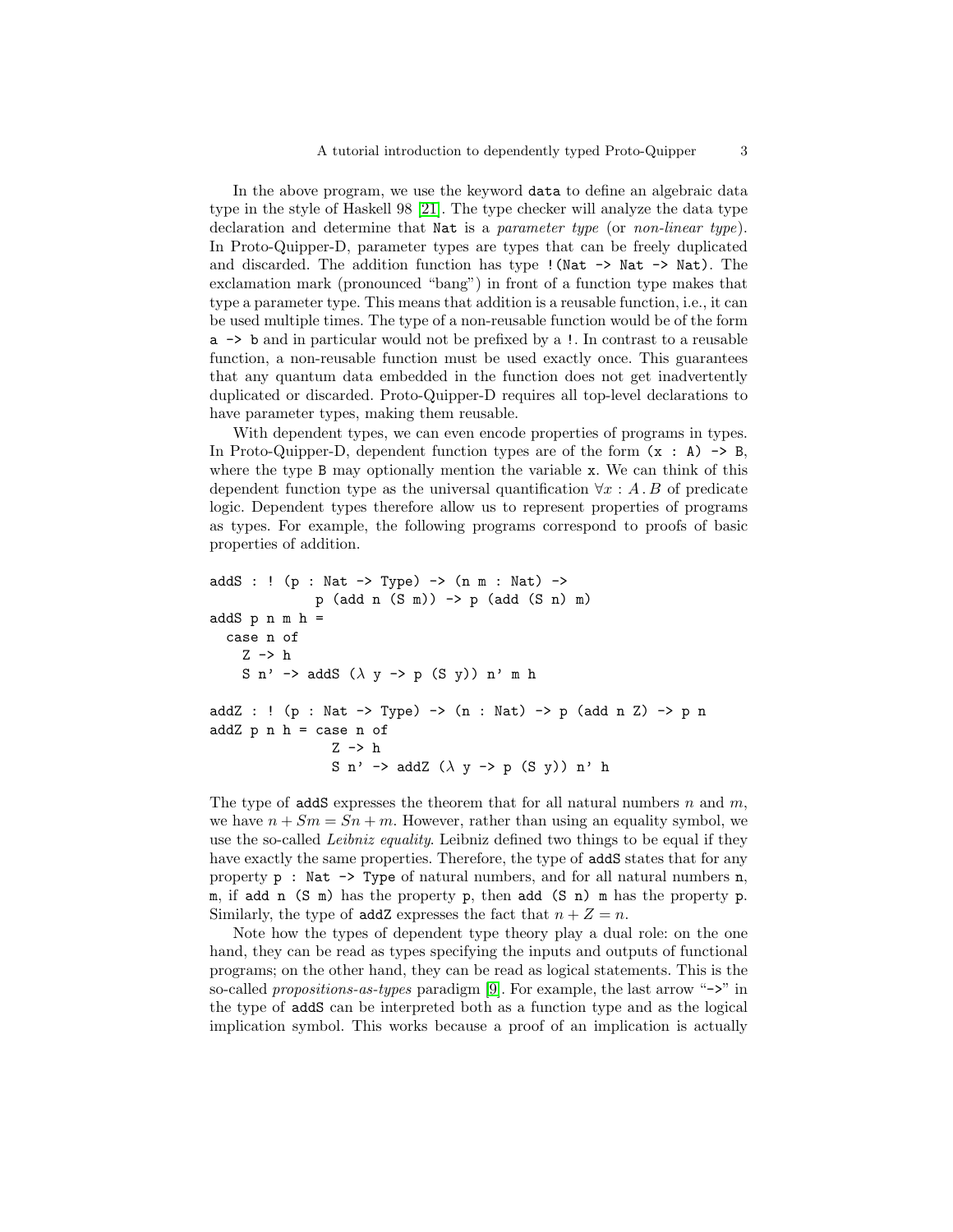In the above program, we use the keyword `data` to define an algebraic data type in the style of Haskell 98 [21]. The type checker will analyze the data type declaration and determine that `Nat` is a *parameter type* (or *non-linear type*). In Proto-Quipper-D, parameter types are types that can be freely duplicated and discarded. The addition function has type `!(Nat -> Nat -> Nat)`. The exclamation mark (pronounced "bang") in front of a function type makes that type a parameter type. This means that addition is a reusable function, i.e., it can be used multiple times. The type of a non-reusable function would be of the form `a -> b` and in particular would not be prefixed by a `!`. In contrast to a reusable function, a non-reusable function must be used exactly once. This guarantees that any quantum data embedded in the function does not get inadvertently duplicated or discarded. Proto-Quipper-D requires all top-level declarations to have parameter types, making them reusable.

With dependent types, we can even encode properties of programs in types. In Proto-Quipper-D, dependent function types are of the form `(x : A) -> B`, where the type `B` may optionally mention the variable `x`. We can think of this dependent function type as the universal quantification $\forall x : A \,.\, B$ of predicate logic. Dependent types therefore allow us to represent properties of programs as types. For example, the following programs correspond to proofs of basic properties of addition.

```
addS : ! (p : Nat -> Type) -> (n m : Nat) ->
             p (add n (S m)) -> p (add (S n) m)
addS p n m h =
  case n of
    Z -> h
    S n' -> addS (λ y -> p (S y)) n' m h

addZ : ! (p : Nat -> Type) -> (n : Nat) -> p (add n Z) -> p n
addZ p n h = case n of
               Z -> h
               S n' -> addZ (λ y -> p (S y)) n' h
```

The type of `addS` expresses the theorem that for all natural numbers $n$ and $m$, we have $n + Sm = Sn + m$. However, rather than using an equality symbol, we use the so-called *Leibniz equality*. Leibniz defined two things to be equal if they have exactly the same properties. Therefore, the type of `addS` states that for any property `p : Nat -> Type` of natural numbers `n`, `m`, if `add n (S m)` has the property `p`, then `add (S n) m` has the property `p`. Similarly, the type of `addZ` expresses the fact that $n + Z = n$.

Note how the types of dependent type theory play a dual role: on the one hand, they can be read as types specifying the inputs and outputs of functional programs; on the other hand, they can be read as logical statements. This is the so-called *propositions-as-types* paradigm [9]. For example, the last arrow "`->`" in the type of `addS` can be interpreted both as a function type and as the logical implication symbol. This works because a proof of an implication is actually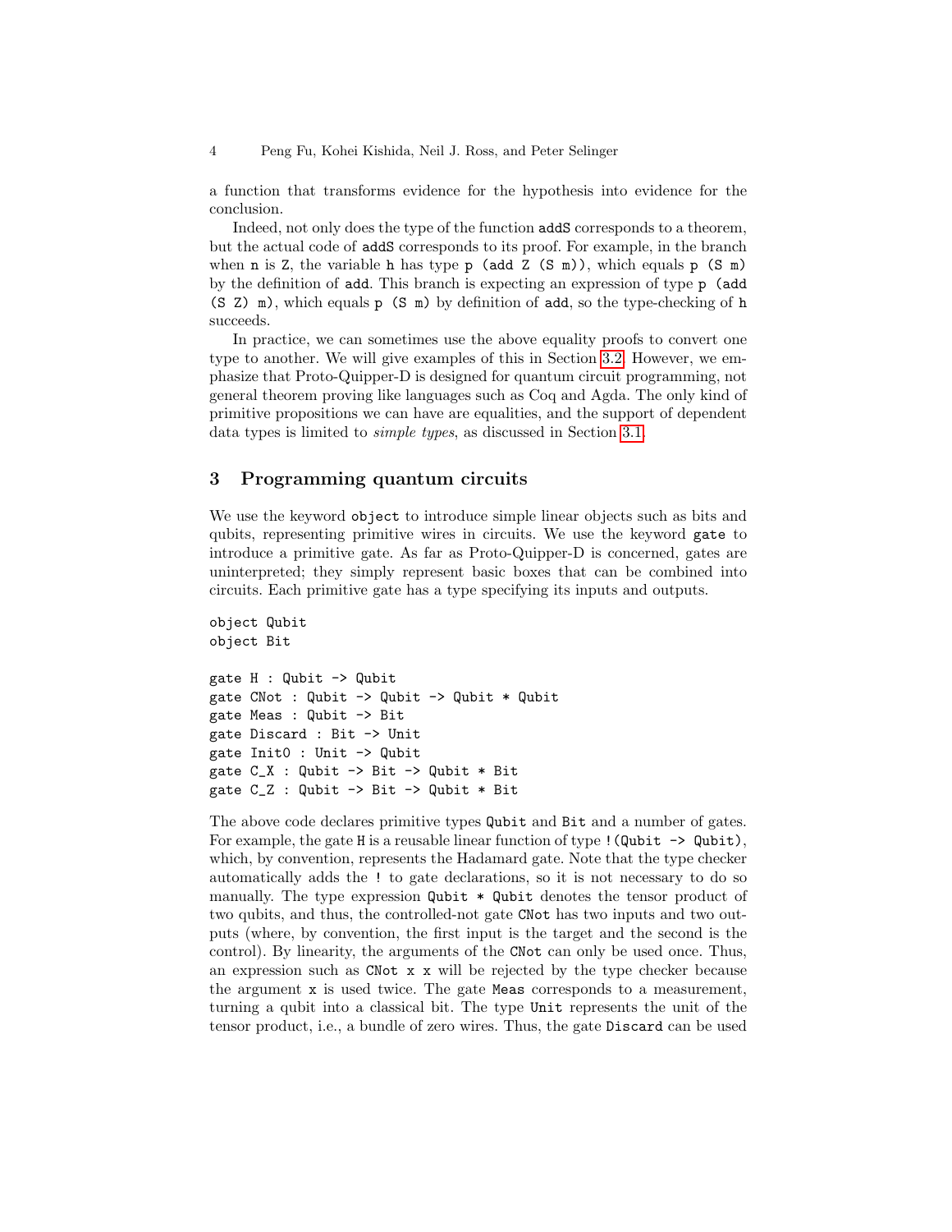a function that transforms evidence for the hypothesis into evidence for the conclusion.

Indeed, not only does the type of the function `addS` corresponds to a theorem, but the actual code of `addS` corresponds to its proof. For example, in the branch when `n` is `Z`, the variable `h` has type `p (add Z (S m))`, which equals `p (S m)` by the definition of `add`. This branch is expecting an expression of type `p (add (S Z) m)`, which equals `p (S m)` by definition of `add`, so the type-checking of `h` succeeds.

In practice, we can sometimes use the above equality proofs to convert one type to another. We will give examples of this in Section 3.2. However, we emphasize that Proto-Quipper-D is designed for quantum circuit programming, not general theorem proving like languages such as Coq and Agda. The only kind of primitive propositions we can have are equalities, and the support of dependent data types is limited to *simple types*, as discussed in Section 3.1.

## 3 Programming quantum circuits

We use the keyword `object` to introduce simple linear objects such as bits and qubits, representing primitive wires in circuits. We use the keyword `gate` to introduce a primitive gate. As far as Proto-Quipper-D is concerned, gates are uninterpreted; they simply represent basic boxes that can be combined into circuits. Each primitive gate has a type specifying its inputs and outputs.

```
object Qubit
object Bit

gate H : Qubit -> Qubit
gate CNot : Qubit -> Qubit -> Qubit * Qubit
gate Meas : Qubit -> Bit
gate Discard : Bit -> Unit
gate Init0 : Unit -> Qubit
gate C_X : Qubit -> Bit -> Qubit * Bit
gate C_Z : Qubit -> Bit -> Qubit * Bit
```

The above code declares primitive types `Qubit` and `Bit` and a number of gates. For example, the gate `H` is a reusable linear function of type `!(Qubit -> Qubit)`, which, by convention, represents the Hadamard gate. Note that the type checker automatically adds the `!` to gate declarations, so it is not necessary to do so manually. The type expression `Qubit * Qubit` denotes the tensor product of two qubits, and thus, the controlled-not gate `CNot` has two inputs and two outputs (where, by convention, the first input is the target and the second is the control). By linearity, the arguments of the `CNot` can only be used once. Thus, an expression such as `CNot x x` will be rejected by the type checker because the argument `x` is used twice. The gate `Meas` corresponds to a measurement, turning a qubit into a classical bit. The type `Unit` represents the unit of the tensor product, i.e., a bundle of zero wires. Thus, the gate `Discard` can be used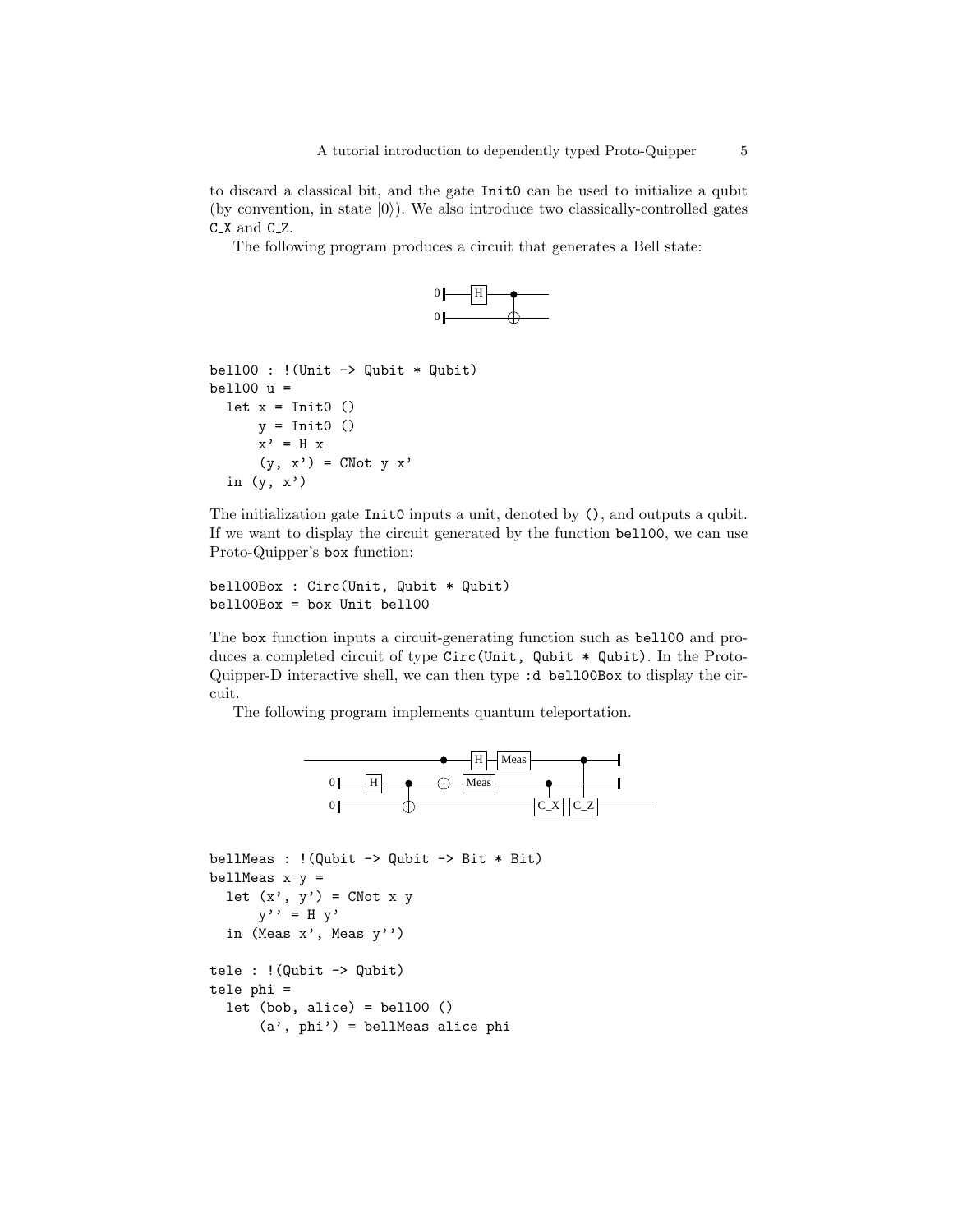to discard a classical bit, and the gate Init0 can be used to initialize a qubit (by convention, in state $|0\rangle$). We also introduce two classically-controlled gates C_X and C_Z.

The following program produces a circuit that generates a Bell state:

```
bell00 : !(Unit -> Qubit * Qubit)
bell00 u =
  let x = Init0 ()
      y = Init0 ()
      x' = H x
      (y, x') = CNot y x'
  in (y, x')
```

The initialization gate Init0 inputs a unit, denoted by (), and outputs a qubit. If we want to display the circuit generated by the function bell00, we can use Proto-Quipper's box function:

```
bell00Box : Circ(Unit, Qubit * Qubit)
bell00Box = box Unit bell00
```

The box function inputs a circuit-generating function such as bell00 and produces a completed circuit of type Circ(Unit, Qubit * Qubit). In the Proto-Quipper-D interactive shell, we can then type :d bell00Box to display the circuit.

The following program implements quantum teleportation.

```
bellMeas : !(Qubit -> Qubit -> Bit * Bit)
bellMeas x y =
  let (x', y') = CNot x y
      y'' = H y'
  in (Meas x', Meas y'')

tele : !(Qubit -> Qubit)
tele phi =
  let (bob, alice) = bell00 ()
      (a', phi') = bellMeas alice phi
```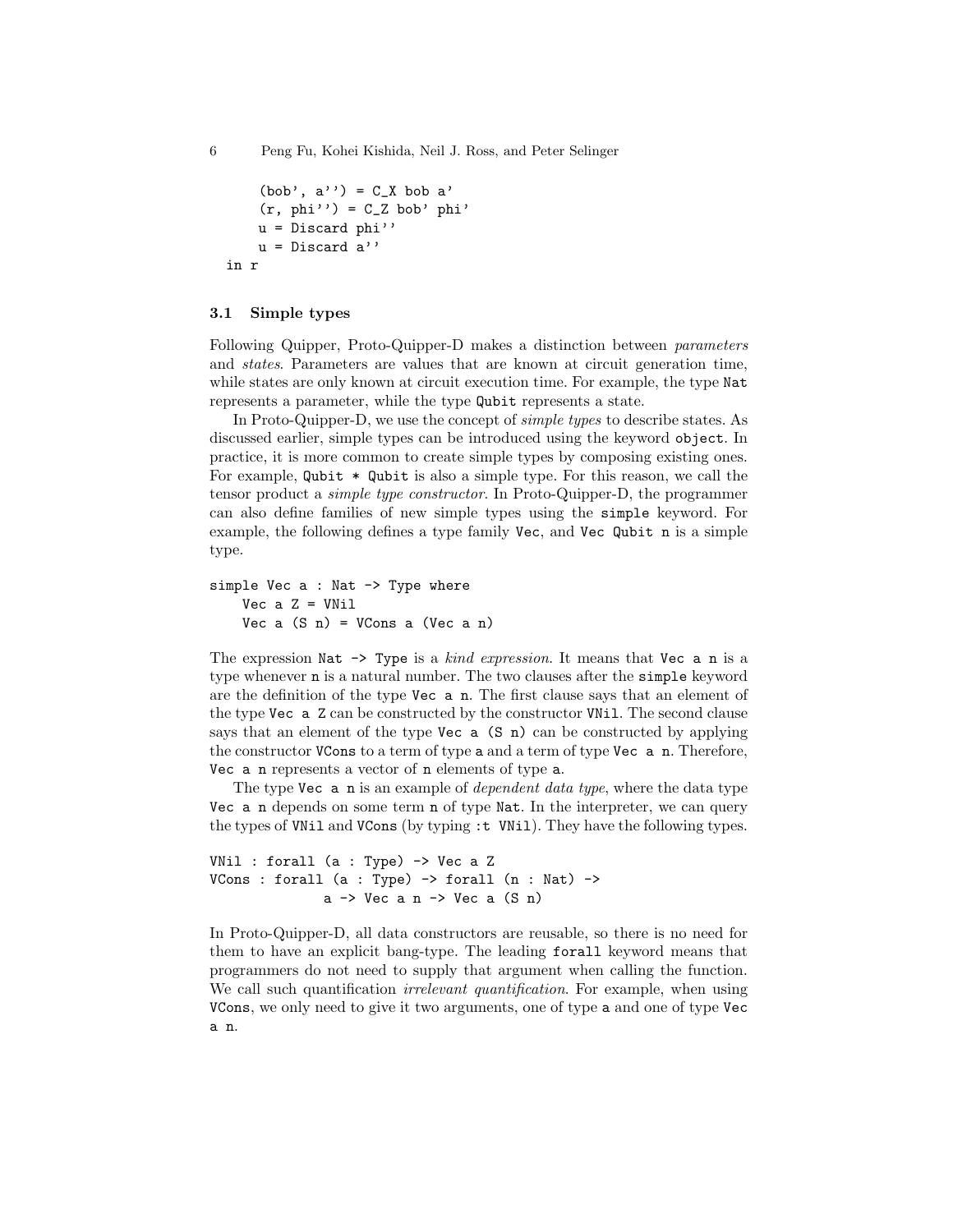```
    (bob', a'') = C_X bob a'
    (r, phi'') = C_Z bob' phi'
    u = Discard phi''
    u = Discard a''
in r
```

### 3.1 Simple types

Following Quipper, Proto-Quipper-D makes a distinction between *parameters* and *states*. Parameters are values that are known at circuit generation time, while states are only known at circuit execution time. For example, the type `Nat` represents a parameter, while the type `Qubit` represents a state.

In Proto-Quipper-D, we use the concept of *simple types* to describe states. As discussed earlier, simple types can be introduced using the keyword `object`. In practice, it is more common to create simple types by composing existing ones. For example, `Qubit * Qubit` is also a simple type. For this reason, we call the tensor product a *simple type constructor*. In Proto-Quipper-D, the programmer can also define families of new simple types using the `simple` keyword. For example, the following defines a type family `Vec`, and `Vec Qubit n` is a simple type.

```
simple Vec a : Nat -> Type where
    Vec a Z = VNil
    Vec a (S n) = VCons a (Vec a n)
```

The expression `Nat -> Type` is a *kind expression*. It means that `Vec a n` is a type whenever `n` is a natural number. The two clauses after the `simple` keyword are the definition of the type `Vec a n`. The first clause says that an element of the type `Vec a Z` can be constructed by the constructor `VNil`. The second clause says that an element of the type `Vec a (S n)` can be constructed by applying the constructor `VCons` to a term of type `a` and a term of type `Vec a n`. Therefore, `Vec a n` represents a vector of `n` elements of type `a`.

The type `Vec a n` is an example of *dependent data type*, where the data type `Vec a n` depends on some term `n` of type `Nat`. In the interpreter, we can query the types of `VNil` and `VCons` (by typing `:t VNil`). They have the following types.

```
VNil : forall (a : Type) -> Vec a Z
VCons : forall (a : Type) -> forall (n : Nat) ->
            a -> Vec a n -> Vec a (S n)
```

In Proto-Quipper-D, all data constructors are reusable, so there is no need for them to have an explicit bang-type. The leading `forall` keyword means that programmers do not need to supply that argument when calling the function. We call such quantification *irrelevant quantification*. For example, when using `VCons`, we only need to give it two arguments, one of type `a` and one of type `Vec a n`.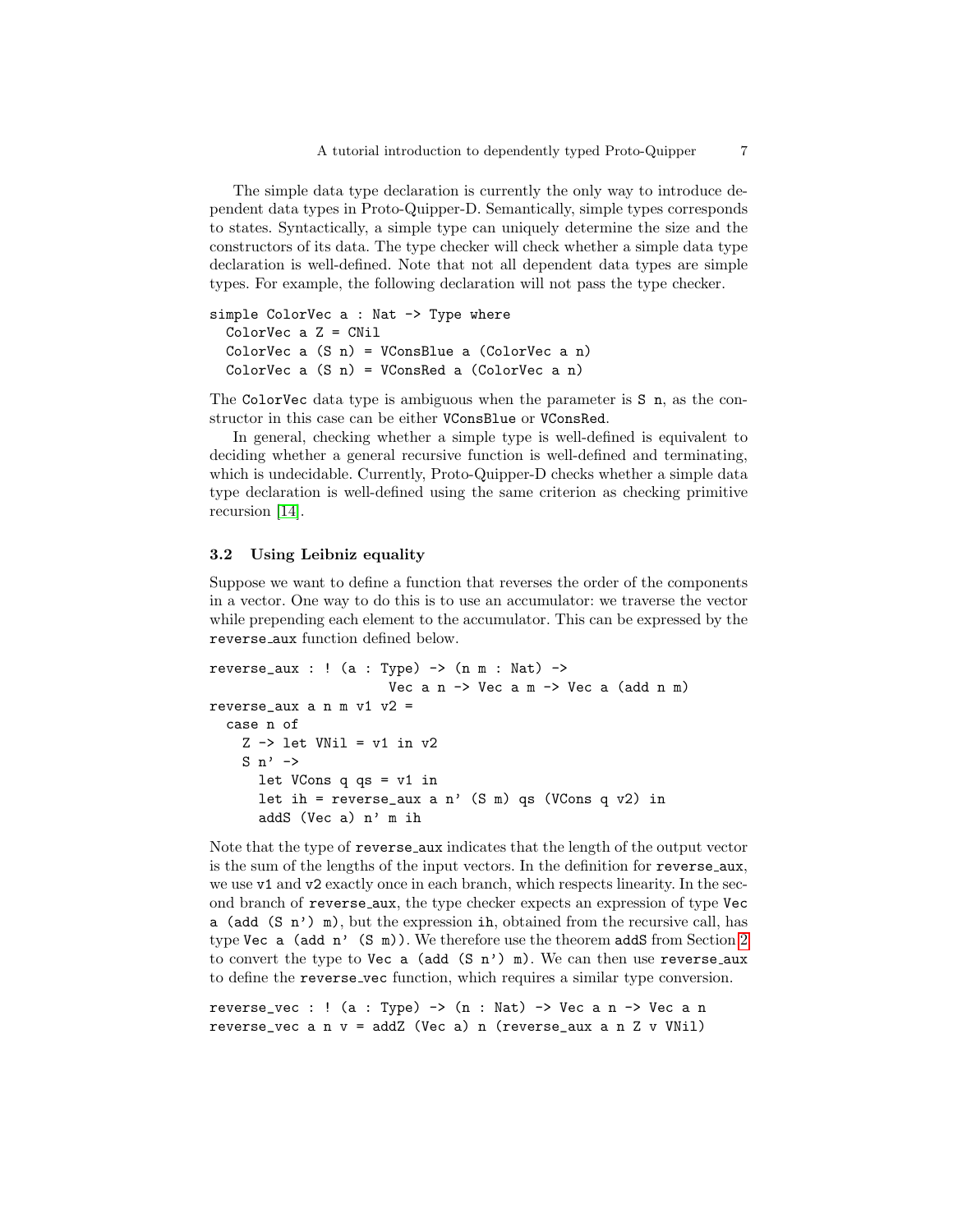The simple data type declaration is currently the only way to introduce dependent data types in Proto-Quipper-D. Semantically, simple types corresponds to states. Syntactically, a simple type can uniquely determine the size and the constructors of its data. The type checker will check whether a simple data type declaration is well-defined. Note that not all dependent data types are simple types. For example, the following declaration will not pass the type checker.

```
simple ColorVec a : Nat -> Type where
  ColorVec a Z = CNil
  ColorVec a (S n) = VConsBlue a (ColorVec a n)
  ColorVec a (S n) = VConsRed a (ColorVec a n)
```

The `ColorVec` data type is ambiguous when the parameter is `S n`, as the constructor in this case can be either `VConsBlue` or `VConsRed`.

In general, checking whether a simple type is well-defined is equivalent to deciding whether a general recursive function is well-defined and terminating, which is undecidable. Currently, Proto-Quipper-D checks whether a simple data type declaration is well-defined using the same criterion as checking primitive recursion [14].

### 3.2 Using Leibniz equality

Suppose we want to define a function that reverses the order of the components in a vector. One way to do this is to use an accumulator: we traverse the vector while prepending each element to the accumulator. This can be expressed by the reverse_aux function defined below.

```
reverse_aux : ! (a : Type) -> (n m : Nat) ->
                      Vec a n -> Vec a m -> Vec a (add n m)
reverse_aux a n m v1 v2 =
  case n of
    Z -> let VNil = v1 in v2
    S n' ->
      let VCons q qs = v1 in
      let ih = reverse_aux a n' (S m) qs (VCons q v2) in
      addS (Vec a) n' m ih
```

Note that the type of `reverse_aux` indicates that the length of the output vector is the sum of the lengths of the input vectors. In the definition for `reverse_aux`, we use `v1` and `v2` exactly once in each branch, which respects linearity. In the second branch of `reverse_aux`, the type checker expects an expression of type `Vec a (add (S n') m)`, but the expression `ih`, obtained from the recursive call, has type `Vec a (add n' (S m))`. We therefore use the theorem `addS` from Section 2 to convert the type to `Vec a (add (S n') m)`. We can then use `reverse_aux` to define the `reverse_vec` function, which requires a similar type conversion.

```
reverse_vec : ! (a : Type) -> (n : Nat) -> Vec a n -> Vec a n
reverse_vec a n v = addZ (Vec a) n (reverse_aux a n Z v VNil)
```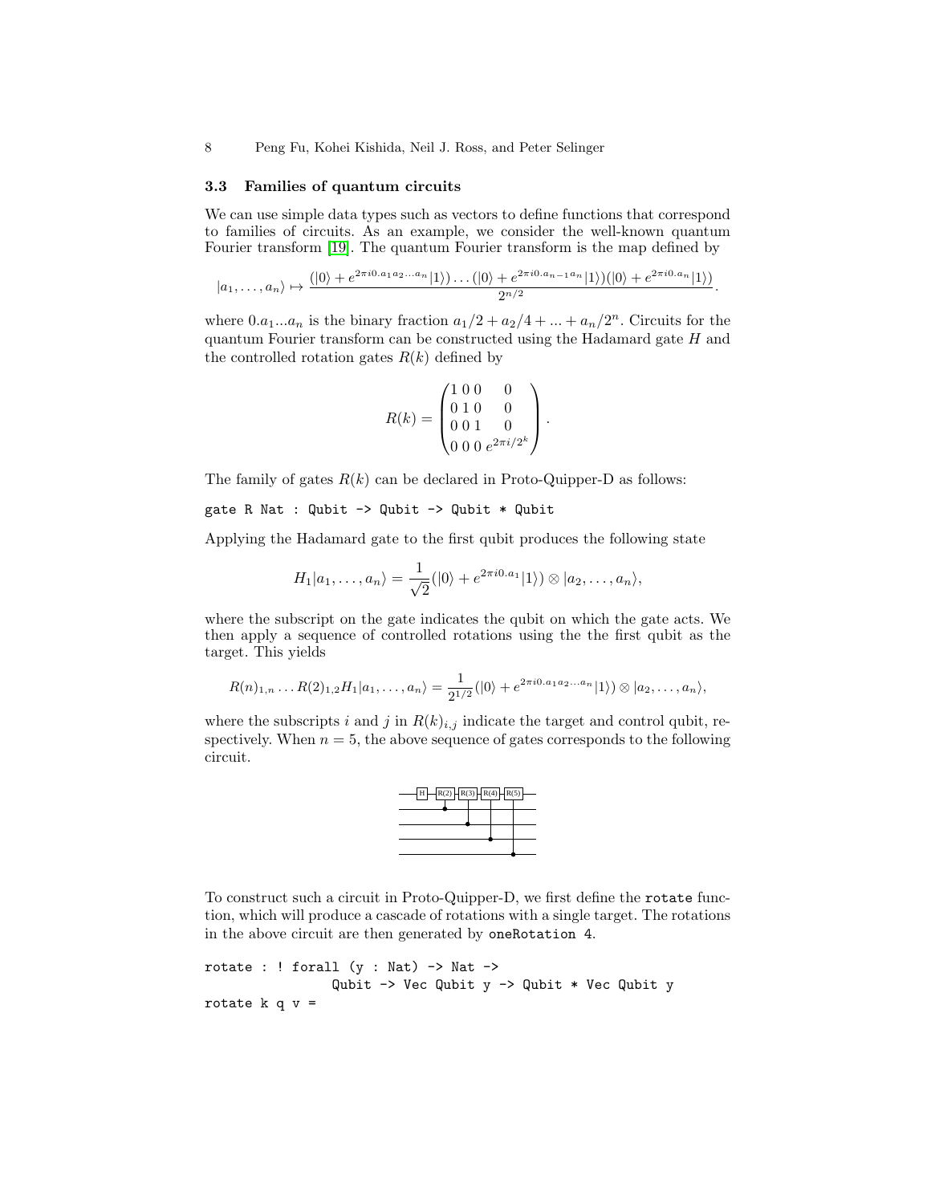### 3.3 Families of quantum circuits

We can use simple data types such as vectors to define functions that correspond to families of circuits. As an example, we consider the well-known quantum Fourier transform [19]. The quantum Fourier transform is the map defined by

$$|a_1, \ldots, a_n\rangle \mapsto \frac{(|0\rangle + e^{2\pi i 0.a_1 a_2 \ldots a_n}|1\rangle)\ldots(|0\rangle + e^{2\pi i 0.a_{n-1}a_n}|1\rangle)(|0\rangle + e^{2\pi i 0.a_n}|1\rangle)}{2^{n/2}}.$$

where $0.a_1...a_n$ is the binary fraction $a_1/2 + a_2/4 + ... + a_n/2^n$. Circuits for the quantum Fourier transform can be constructed using the Hadamard gate $H$ and the controlled rotation gates $R(k)$ defined by

$$R(k) = \begin{pmatrix} 1 & 0 & 0 & 0 \\ 0 & 1 & 0 & 0 \\ 0 & 0 & 1 & 0 \\ 0 & 0 & 0 & e^{2\pi i/2^k} \end{pmatrix}.$$

The family of gates $R(k)$ can be declared in Proto-Quipper-D as follows:

```
gate R Nat : Qubit -> Qubit -> Qubit * Qubit
```

Applying the Hadamard gate to the first qubit produces the following state

$$H_1|a_1, \ldots, a_n\rangle = \frac{1}{\sqrt{2}}(|0\rangle + e^{2\pi i 0.a_1}|1\rangle) \otimes |a_2, \ldots, a_n\rangle,$$

where the subscript on the gate indicates the qubit on which the gate acts. We then apply a sequence of controlled rotations using the the first qubit as the target. This yields

$$R(n)_{1,n} \ldots R(2)_{1,2} H_1|a_1, \ldots, a_n\rangle = \frac{1}{2^{1/2}}(|0\rangle + e^{2\pi i 0.a_1 a_2 \ldots a_n}|1\rangle) \otimes |a_2, \ldots, a_n\rangle,$$

where the subscripts $i$ and $j$ in $R(k)_{i,j}$ indicate the target and control qubit, respectively. When $n = 5$, the above sequence of gates corresponds to the following circuit.

To construct such a circuit in Proto-Quipper-D, we first define the `rotate` function, which will produce a cascade of rotations with a single target. The rotations in the above circuit are then generated by `oneRotation 4`.

```
rotate : ! forall (y : Nat) -> Nat ->
              Qubit -> Vec Qubit y -> Qubit * Vec Qubit y
rotate k q v =
```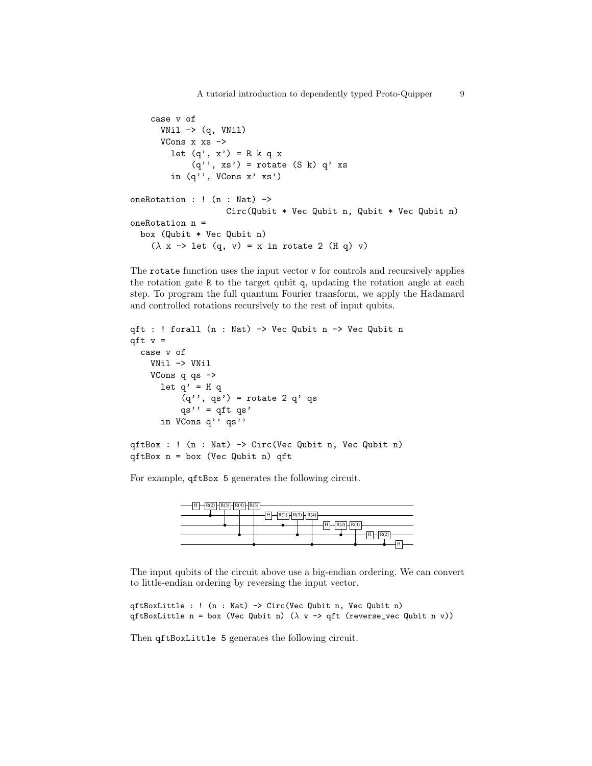```
    case v of
      VNil -> (q, VNil)
      VCons x xs ->
        let (q', x') = R k q x
            (q'', xs') = rotate (S k) q' xs
        in (q'', VCons x' xs')

oneRotation : ! (n : Nat) ->
                  Circ(Qubit * Vec Qubit n, Qubit * Vec Qubit n)
oneRotation n =
  box (Qubit * Vec Qubit n)
    (λ x -> let (q, v) = x in rotate 2 (H q) v)
```

The `rotate` function uses the input vector `v` for controls and recursively applies the rotation gate `R` to the target qubit `q`, updating the rotation angle at each step. To program the full quantum Fourier transform, we apply the Hadamard and controlled rotations recursively to the rest of input qubits.

```
qft : ! forall (n : Nat) -> Vec Qubit n -> Vec Qubit n
qft v =
  case v of
    VNil -> VNil
    VCons q qs ->
      let q' = H q
          (q'', qs') = rotate 2 q' qs
          qs'' = qft qs'
      in VCons q'' qs''

qftBox : ! (n : Nat) -> Circ(Vec Qubit n, Vec Qubit n)
qftBox n = box (Vec Qubit n) qft
```

For example, `qftBox 5` generates the following circuit.

The input qubits of the circuit above use a big-endian ordering. We can convert to little-endian ordering by reversing the input vector.

```
qftBoxLittle : ! (n : Nat) -> Circ(Vec Qubit n, Vec Qubit n)
qftBoxLittle n = box (Vec Qubit n) (λ v -> qft (reverse_vec Qubit n v))
```

Then `qftBoxLittle 5` generates the following circuit.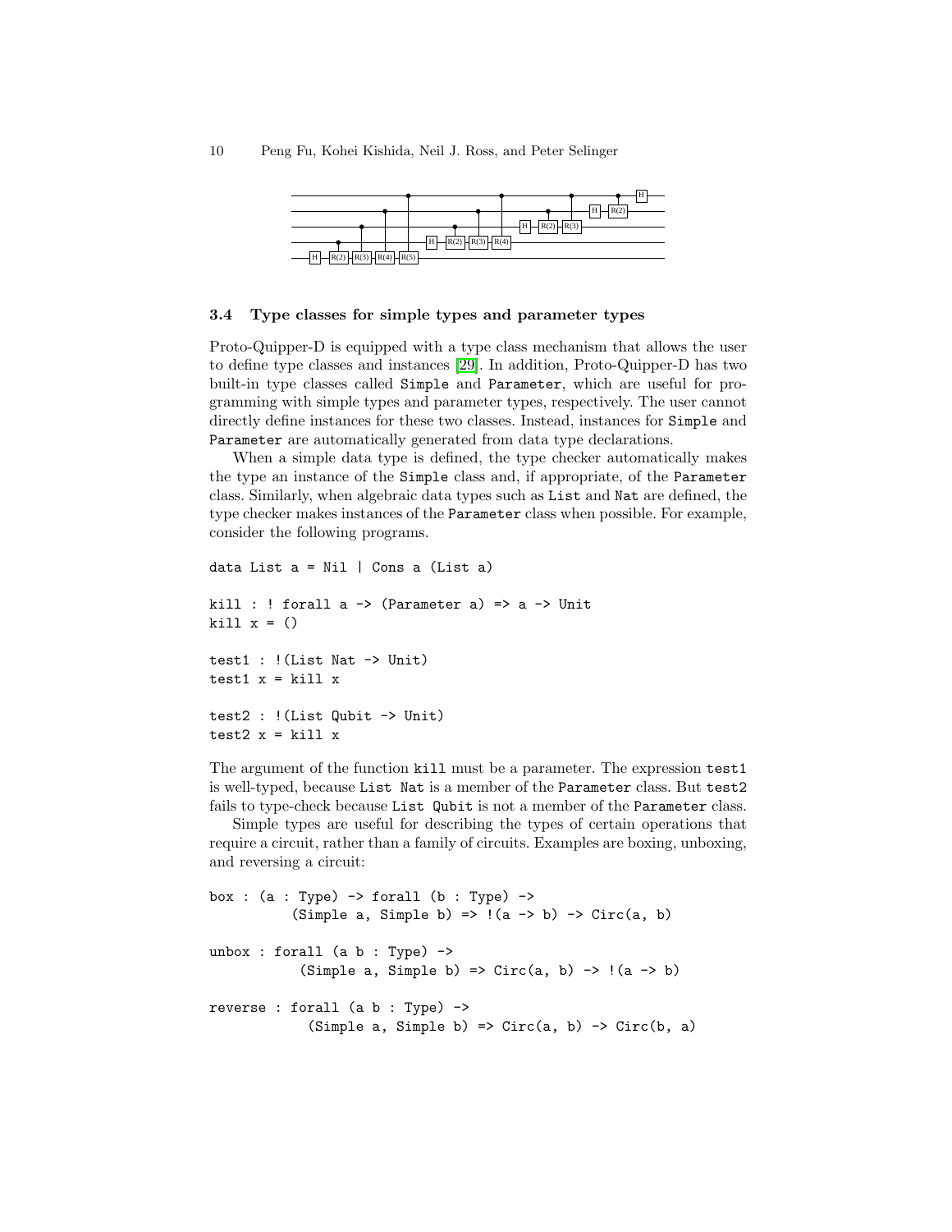### 3.4 Type classes for simple types and parameter types

Proto-Quipper-D is equipped with a type class mechanism that allows the user to define type classes and instances [29]. In addition, Proto-Quipper-D has two built-in type classes called `Simple` and `Parameter`, which are useful for programming with simple types and parameter types, respectively. The user cannot directly define instances for these two classes. Instead, instances for `Simple` and `Parameter` are automatically generated from data type declarations.

When a simple data type is defined, the type checker automatically makes the type an instance of the `Simple` class and, if appropriate, of the `Parameter` class. Similarly, when algebraic data types such as `List` and `Nat` are defined, the type checker makes instances of the `Parameter` class when possible. For example, consider the following programs.

```
data List a = Nil | Cons a (List a)

kill : ! forall a -> (Parameter a) => a -> Unit
kill x = ()

test1 : !(List Nat -> Unit)
test1 x = kill x

test2 : !(List Qubit -> Unit)
test2 x = kill x
```

The argument of the function `kill` must be a parameter. The expression `test1` is well-typed, because `List Nat` is a member of the `Parameter` class. But `test2` fails to type-check because `List Qubit` is not a member of the `Parameter` class.

Simple types are useful for describing the types of certain operations that require a circuit, rather than a family of circuits. Examples are boxing, unboxing, and reversing a circuit:

```
box : (a : Type) -> forall (b : Type) ->
          (Simple a, Simple b) => !(a -> b) -> Circ(a, b)

unbox : forall (a b : Type) ->
           (Simple a, Simple b) => Circ(a, b) -> !(a -> b)

reverse : forall (a b : Type) ->
            (Simple a, Simple b) => Circ(a, b) -> Circ(b, a)
```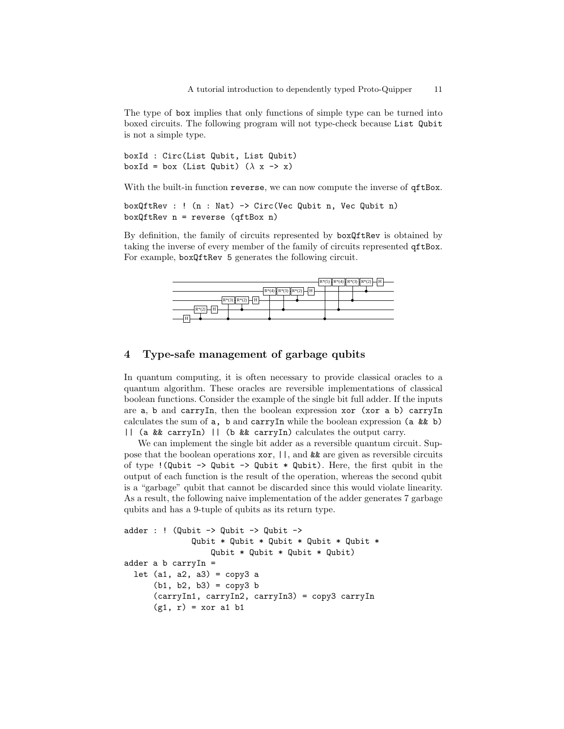The type of box implies that only functions of simple type can be turned into boxed circuits. The following program will not type-check because List Qubit is not a simple type.

```
boxId : Circ(List Qubit, List Qubit)
boxId = box (List Qubit) (λ x -> x)
```

With the built-in function reverse, we can now compute the inverse of qftBox.

```
boxQftRev : ! (n : Nat) -> Circ(Vec Qubit n, Vec Qubit n)
boxQftRev n = reverse (qftBox n)
```

By definition, the family of circuits represented by boxQftRev is obtained by taking the inverse of every member of the family of circuits represented qftBox. For example, boxQftRev 5 generates the following circuit.

## 4 Type-safe management of garbage qubits

In quantum computing, it is often necessary to provide classical oracles to a quantum algorithm. These oracles are reversible implementations of classical boolean functions. Consider the example of the single bit full adder. If the inputs are a, b and carryIn, then the boolean expression xor (xor a b) carryIn calculates the sum of a, b and carryIn while the boolean expression (a && b) || (a && carryIn) || (b && carryIn) calculates the output carry.

We can implement the single bit adder as a reversible quantum circuit. Suppose that the boolean operations xor, ||, and && are given as reversible circuits of type !(Qubit -> Qubit -> Qubit * Qubit). Here, the first qubit in the output of each function is the result of the operation, whereas the second qubit is a "garbage" qubit that cannot be discarded since this would violate linearity. As a result, the following naive implementation of the adder generates 7 garbage qubits and has a 9-tuple of qubits as its return type.

```
adder : ! (Qubit -> Qubit -> Qubit ->
             Qubit * Qubit * Qubit * Qubit * Qubit *
                 Qubit * Qubit * Qubit * Qubit)
adder a b carryIn =
  let (a1, a2, a3) = copy3 a
      (b1, b2, b3) = copy3 b
      (carryIn1, carryIn2, carryIn3) = copy3 carryIn
      (g1, r) = xor a1 b1
```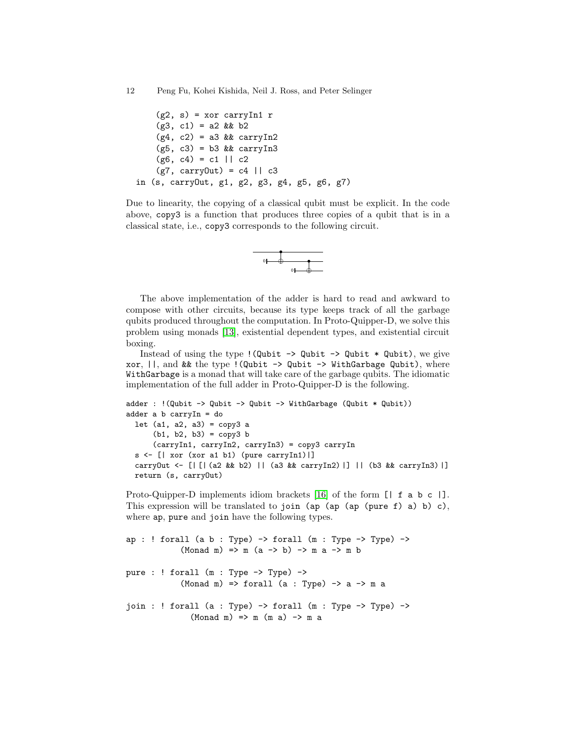```
      (g2, s) = xor carryIn1 r
      (g3, c1) = a2 && b2
      (g4, c2) = a3 && carryIn2
      (g5, c3) = b3 && carryIn3
      (g6, c4) = c1 || c2
      (g7, carryOut) = c4 || c3
  in (s, carryOut, g1, g2, g3, g4, g5, g6, g7)
```

Due to linearity, the copying of a classical qubit must be explicit. In the code above, `copy3` is a function that produces three copies of a qubit that is in a classical state, i.e., `copy3` corresponds to the following circuit.

The above implementation of the adder is hard to read and awkward to compose with other circuits, because its type keeps track of all the garbage qubits produced throughout the computation. In Proto-Quipper-D, we solve this problem using monads [13], existential dependent types, and existential circuit boxing.

Instead of using the type `!(Qubit -> Qubit -> Qubit * Qubit)`, we give `xor`, `||`, and `&&` the type `!(Qubit -> Qubit -> WithGarbage Qubit)`, where `WithGarbage` is a monad that will take care of the garbage qubits. The idiomatic implementation of the full adder in Proto-Quipper-D is the following.

```
adder : !(Qubit -> Qubit -> Qubit -> WithGarbage (Qubit * Qubit))
adder a b carryIn = do
  let (a1, a2, a3) = copy3 a
      (b1, b2, b3) = copy3 b
      (carryIn1, carryIn2, carryIn3) = copy3 carryIn
  s <- [| xor (xor a1 b1) (pure carryIn1)|]
  carryOut <- [| [| (a2 && b2) || (a3 && carryIn2)|] || (b3 && carryIn3)|]
  return (s, carryOut)
```

Proto-Quipper-D implements idiom brackets [16] of the form `[| f a b c |]`. This expression will be translated to `join (ap (ap (ap (pure f) a) b) c)`, where `ap`, `pure` and `join` have the following types.

```
ap : ! forall (a b : Type) -> forall (m : Type -> Type) ->
          (Monad m) => m (a -> b) -> m a -> m b

pure : ! forall (m : Type -> Type) ->
          (Monad m) => forall (a : Type) -> a -> m a

join : ! forall (a : Type) -> forall (m : Type -> Type) ->
            (Monad m) => m (m a) -> m a
```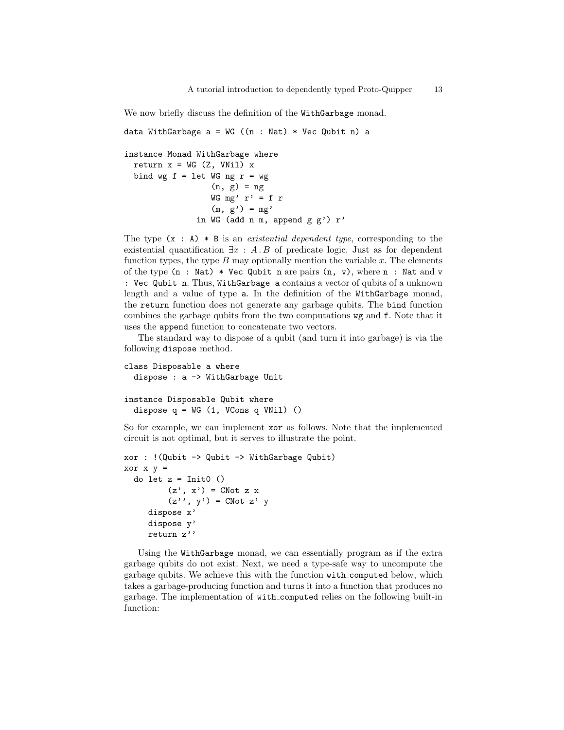We now briefly discuss the definition of the `WithGarbage` monad.

```
data WithGarbage a = WG ((n : Nat) * Vec Qubit n) a

instance Monad WithGarbage where
  return x = WG (Z, VNil) x
  bind wg f = let WG ng r = wg
                  (n, g) = ng
                  WG mg' r' = f r
                  (m, g') = mg'
              in WG (add n m, append g g') r'
```

The type `(x : A) * B` is an *existential dependent type*, corresponding to the existential quantification $\exists x : A . B$ of predicate logic. Just as for dependent function types, the type $B$ may optionally mention the variable $x$. The elements of the type `(n : Nat) * Vec Qubit n` are pairs `(n, v)`, where `n : Nat` and `v : Vec Qubit n`. Thus, `WithGarbage a` contains a vector of qubits of a unknown length and a value of type `a`. In the definition of the `WithGarbage` monad, the `return` function does not generate any garbage qubits. The `bind` function combines the garbage qubits from the two computations `wg` and `f`. Note that it uses the `append` function to concatenate two vectors.

The standard way to dispose of a qubit (and turn it into garbage) is via the following `dispose` method.

```
class Disposable a where
  dispose : a -> WithGarbage Unit

instance Disposable Qubit where
  dispose q = WG (1, VCons q VNil) ()
```

So for example, we can implement `xor` as follows. Note that the implemented circuit is not optimal, but it serves to illustrate the point.

```
xor : !(Qubit -> Qubit -> WithGarbage Qubit)
xor x y =
  do let z = Init0 ()
         (z', x') = CNot z x
         (z'', y') = CNot z' y
     dispose x'
     dispose y'
     return z''
```

Using the `WithGarbage` monad, we can essentially program as if the extra garbage qubits do not exist. Next, we need a type-safe way to uncompute the garbage qubits. We achieve this with the function `with_computed` below, which takes a garbage-producing function and turns it into a function that produces no garbage. The implementation of `with_computed` relies on the following built-in function: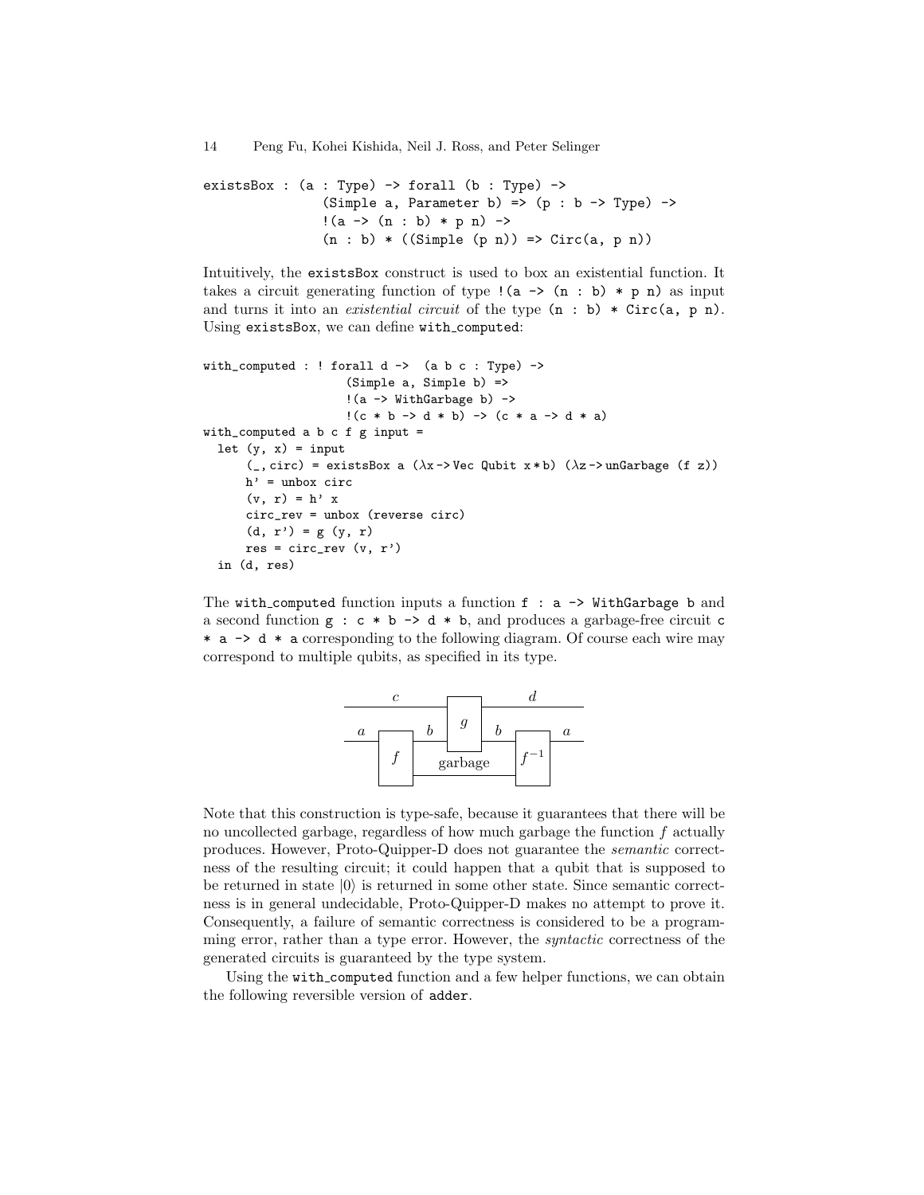```
existsBox : (a : Type) -> forall (b : Type) ->
              (Simple a, Parameter b) => (p : b -> Type) ->
              !(a -> (n : b) * p n) ->
              (n : b) * ((Simple (p n)) => Circ(a, p n))
```

Intuitively, the existsBox construct is used to box an existential function. It takes a circuit generating function of type `!(a -> (n : b) * p n)` as input and turns it into an *existential circuit* of the type `(n : b) * Circ(a, p n)`. Using existsBox, we can define with_computed:

```
with_computed : ! forall d ->  (a b c : Type) ->
                   (Simple a, Simple b) =>
                   !(a -> WithGarbage b) ->
                   !(c * b -> d * b) -> (c * a -> d * a)
with_computed a b c f g input =
  let (y, x) = input
      (_, circ) = existsBox a (λx -> Vec Qubit x * b) (λz -> unGarbage (f z))
      h' = unbox circ
      (v, r) = h' x
      circ_rev = unbox (reverse circ)
      (d, r') = g (y, r)
      res = circ_rev (v, r')
  in (d, res)
```

The with_computed function inputs a function `f : a -> WithGarbage b` and a second function `g : c * b -> d * b`, and produces a garbage-free circuit `c * a -> d * a` corresponding to the following diagram. Of course each wire may correspond to multiple qubits, as specified in its type.

Note that this construction is type-safe, because it guarantees that there will be no uncollected garbage, regardless of how much garbage the function $f$ actually produces. However, Proto-Quipper-D does not guarantee the *semantic* correctness of the resulting circuit; it could happen that a qubit that is supposed to be returned in state $|0\rangle$ is returned in some other state. Since semantic correctness is in general undecidable, Proto-Quipper-D makes no attempt to prove it. Consequently, a failure of semantic correctness is considered to be a programming error, rather than a type error. However, the *syntactic* correctness of the generated circuits is guaranteed by the type system.

Using the with_computed function and a few helper functions, we can obtain the following reversible version of adder.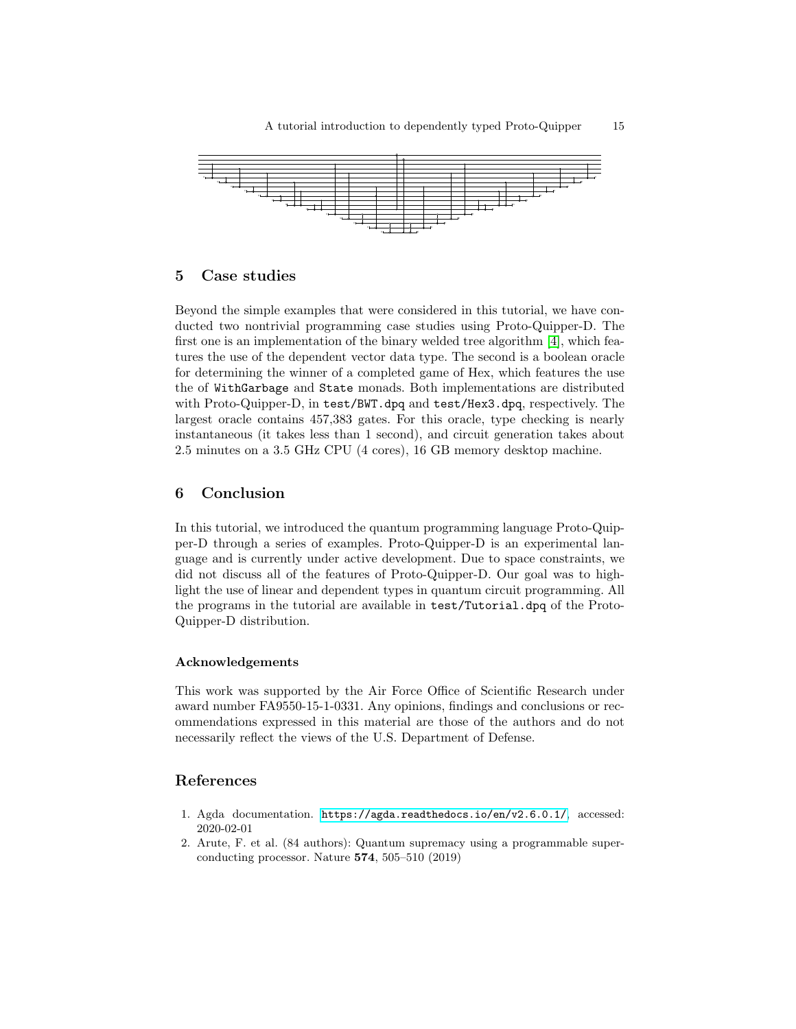## 5 Case studies

Beyond the simple examples that were considered in this tutorial, we have conducted two nontrivial programming case studies using Proto-Quipper-D. The first one is an implementation of the binary welded tree algorithm [4], which features the use of the dependent vector data type. The second is a boolean oracle for determining the winner of a completed game of Hex, which features the use the of `WithGarbage` and `State` monads. Both implementations are distributed with Proto-Quipper-D, in `test/BWT.dpq` and `test/Hex3.dpq`, respectively. The largest oracle contains 457,383 gates. For this oracle, type checking is nearly instantaneous (it takes less than 1 second), and circuit generation takes about 2.5 minutes on a 3.5 GHz CPU (4 cores), 16 GB memory desktop machine.

## 6 Conclusion

In this tutorial, we introduced the quantum programming language Proto-Quipper-D through a series of examples. Proto-Quipper-D is an experimental language and is currently under active development. Due to space constraints, we did not discuss all of the features of Proto-Quipper-D. Our goal was to highlight the use of linear and dependent types in quantum circuit programming. All the programs in the tutorial are available in `test/Tutorial.dpq` of the Proto-Quipper-D distribution.

### Acknowledgements

This work was supported by the Air Force Office of Scientific Research under award number FA9550-15-1-0331. Any opinions, findings and conclusions or recommendations expressed in this material are those of the authors and do not necessarily reflect the views of the U.S. Department of Defense.

## References

1. Agda documentation. https://agda.readthedocs.io/en/v2.6.0.1/, accessed: 2020-02-01
2. Arute, F. et al. (84 authors): Quantum supremacy using a programmable superconducting processor. Nature **574**, 505–510 (2019)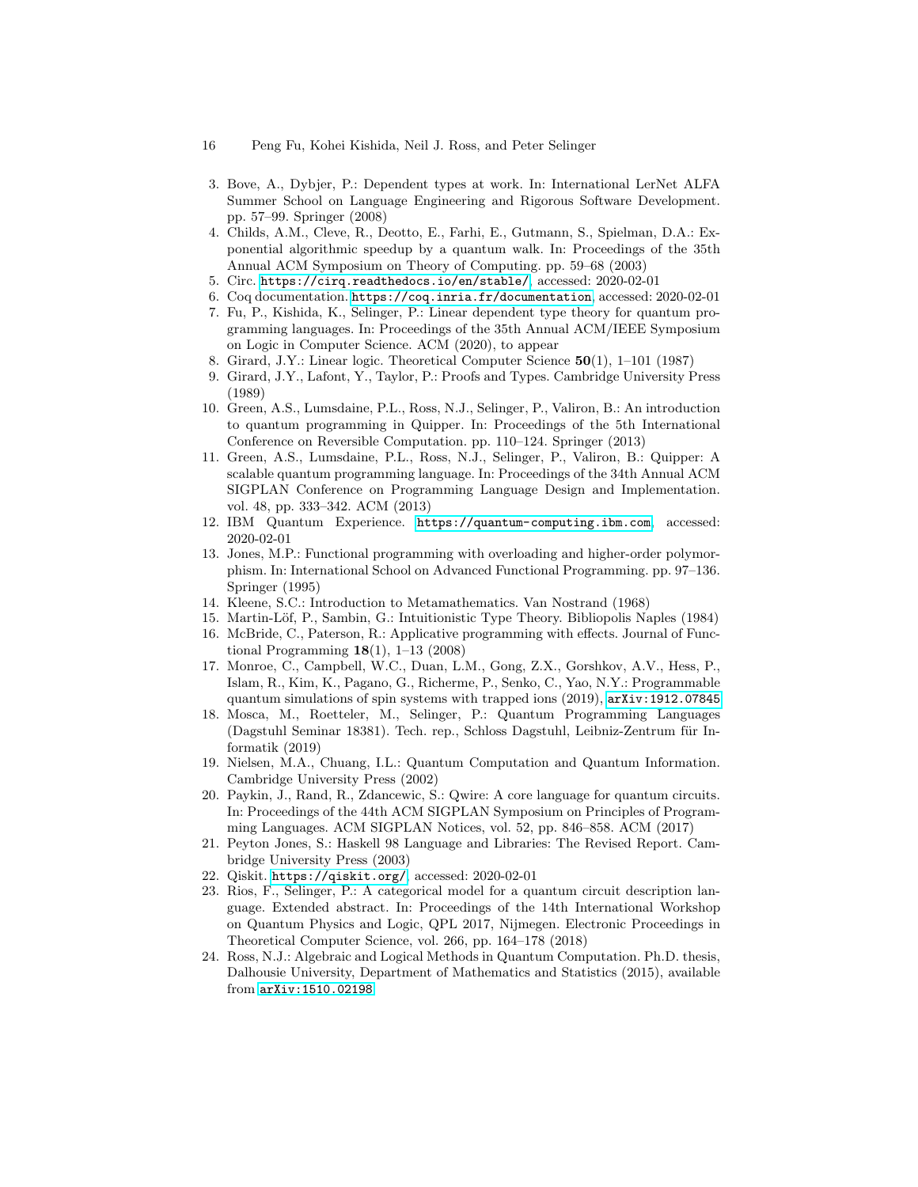3. Bove, A., Dybjer, P.: Dependent types at work. In: International LerNet ALFA Summer School on Language Engineering and Rigorous Software Development. pp. 57–99. Springer (2008)
4. Childs, A.M., Cleve, R., Deotto, E., Farhi, E., Gutmann, S., Spielman, D.A.: Exponential algorithmic speedup by a quantum walk. In: Proceedings of the 35th Annual ACM Symposium on Theory of Computing. pp. 59–68 (2003)
5. Circ. `https://cirq.readthedocs.io/en/stable/`, accessed: 2020-02-01
6. Coq documentation. `https://coq.inria.fr/documentation`, accessed: 2020-02-01
7. Fu, P., Kishida, K., Selinger, P.: Linear dependent type theory for quantum programming languages. In: Proceedings of the 35th Annual ACM/IEEE Symposium on Logic in Computer Science. ACM (2020), to appear
8. Girard, J.Y.: Linear logic. Theoretical Computer Science **50**(1), 1–101 (1987)
9. Girard, J.Y., Lafont, Y., Taylor, P.: Proofs and Types. Cambridge University Press (1989)
10. Green, A.S., Lumsdaine, P.L., Ross, N.J., Selinger, P., Valiron, B.: An introduction to quantum programming in Quipper. In: Proceedings of the 5th International Conference on Reversible Computation. pp. 110–124. Springer (2013)
11. Green, A.S., Lumsdaine, P.L., Ross, N.J., Selinger, P., Valiron, B.: Quipper: A scalable quantum programming language. In: Proceedings of the 34th Annual ACM SIGPLAN Conference on Programming Language Design and Implementation. vol. 48, pp. 333–342. ACM (2013)
12. IBM Quantum Experience. `https://quantum-computing.ibm.com`, accessed: 2020-02-01
13. Jones, M.P.: Functional programming with overloading and higher-order polymorphism. In: International School on Advanced Functional Programming. pp. 97–136. Springer (1995)
14. Kleene, S.C.: Introduction to Metamathematics. Van Nostrand (1968)
15. Martin-Löf, P., Sambin, G.: Intuitionistic Type Theory. Bibliopolis Naples (1984)
16. McBride, C., Paterson, R.: Applicative programming with effects. Journal of Functional Programming **18**(1), 1–13 (2008)
17. Monroe, C., Campbell, W.C., Duan, L.M., Gong, Z.X., Gorshkov, A.V., Hess, P., Islam, R., Kim, K., Pagano, G., Richerme, P., Senko, C., Yao, N.Y.: Programmable quantum simulations of spin systems with trapped ions (2019), `arXiv:1912.07845`
18. Mosca, M., Roetteler, M., Selinger, P.: Quantum Programming Languages (Dagstuhl Seminar 18381). Tech. rep., Schloss Dagstuhl, Leibniz-Zentrum für Informatik (2019)
19. Nielsen, M.A., Chuang, I.L.: Quantum Computation and Quantum Information. Cambridge University Press (2002)
20. Paykin, J., Rand, R., Zdancewic, S.: Qwire: A core language for quantum circuits. In: Proceedings of the 44th ACM SIGPLAN Symposium on Principles of Programming Languages. ACM SIGPLAN Notices, vol. 52, pp. 846–858. ACM (2017)
21. Peyton Jones, S.: Haskell 98 Language and Libraries: The Revised Report. Cambridge University Press (2003)
22. Qiskit. `https://qiskit.org/`, accessed: 2020-02-01
23. Rios, F., Selinger, P.: A categorical model for a quantum circuit description language. Extended abstract. In: Proceedings of the 14th International Workshop on Quantum Physics and Logic, QPL 2017, Nijmegen. Electronic Proceedings in Theoretical Computer Science, vol. 266, pp. 164–178 (2018)
24. Ross, N.J.: Algebraic and Logical Methods in Quantum Computation. Ph.D. thesis, Dalhousie University, Department of Mathematics and Statistics (2015), available from `arXiv:1510.02198`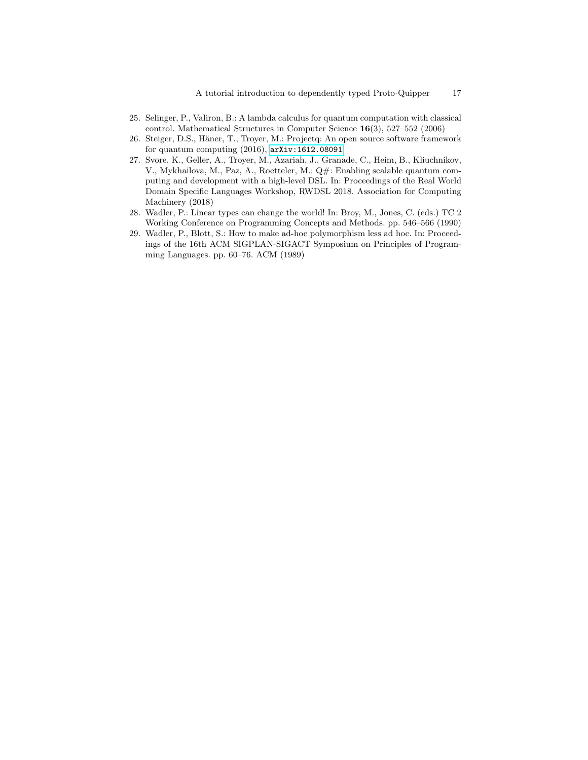25. Selinger, P., Valiron, B.: A lambda calculus for quantum computation with classical control. Mathematical Structures in Computer Science **16**(3), 527–552 (2006)
26. Steiger, D.S., Häner, T., Troyer, M.: Projectq: An open source software framework for quantum computing (2016), arXiv:1612.08091
27. Svore, K., Geller, A., Troyer, M., Azariah, J., Granade, C., Heim, B., Kliuchnikov, V., Mykhailova, M., Paz, A., Roetteler, M.: Q#: Enabling scalable quantum computing and development with a high-level DSL. In: Proceedings of the Real World Domain Specific Languages Workshop, RWDSL 2018. Association for Computing Machinery (2018)
28. Wadler, P.: Linear types can change the world! In: Broy, M., Jones, C. (eds.) TC 2 Working Conference on Programming Concepts and Methods. pp. 546–566 (1990)
29. Wadler, P., Blott, S.: How to make ad-hoc polymorphism less ad hoc. In: Proceedings of the 16th ACM SIGPLAN-SIGACT Symposium on Principles of Programming Languages. pp. 60–76. ACM (1989)